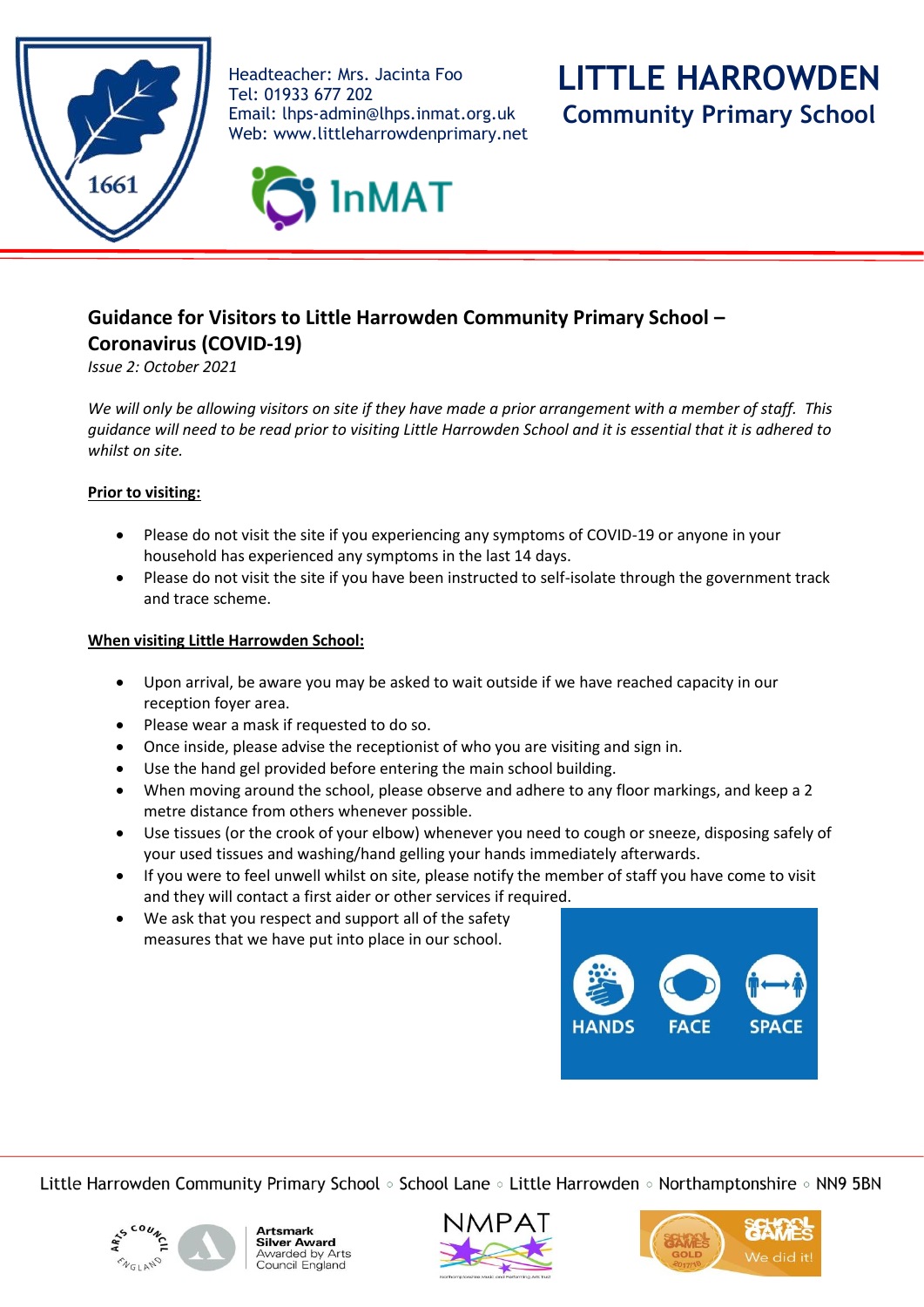Headteacher: Mrs. Jacinta Foo
Tel: 01933 677 202
Email: lhps-admin@lhps.inmat.org.uk
Web: www.littleharrowdenprimary.net

**LITTLE HARROWDEN**
**Community Primary School**

## Guidance for Visitors to Little Harrowden Community Primary School – Coronavirus (COVID-19)

*Issue 2: October 2021*

*We will only be allowing visitors on site if they have made a prior arrangement with a member of staff. This guidance will need to be read prior to visiting Little Harrowden School and it is essential that it is adhered to whilst on site.*

**Prior to visiting:**

- Please do not visit the site if you experiencing any symptoms of COVID-19 or anyone in your household has experienced any symptoms in the last 14 days.
- Please do not visit the site if you have been instructed to self-isolate through the government track and trace scheme.

**When visiting Little Harrowden School:**

- Upon arrival, be aware you may be asked to wait outside if we have reached capacity in our reception foyer area.
- Please wear a mask if requested to do so.
- Once inside, please advise the receptionist of who you are visiting and sign in.
- Use the hand gel provided before entering the main school building.
- When moving around the school, please observe and adhere to any floor markings, and keep a 2 metre distance from others whenever possible.
- Use tissues (or the crook of your elbow) whenever you need to cough or sneeze, disposing safely of your used tissues and washing/hand gelling your hands immediately afterwards.
- If you were to feel unwell whilst on site, please notify the member of staff you have come to visit and they will contact a first aider or other services if required.
- We ask that you respect and support all of the safety measures that we have put into place in our school.

HANDS FACE SPACE

Little Harrowden Community Primary School ◦ School Lane ◦ Little Harrowden ◦ Northamptonshire ◦ NN9 5BN